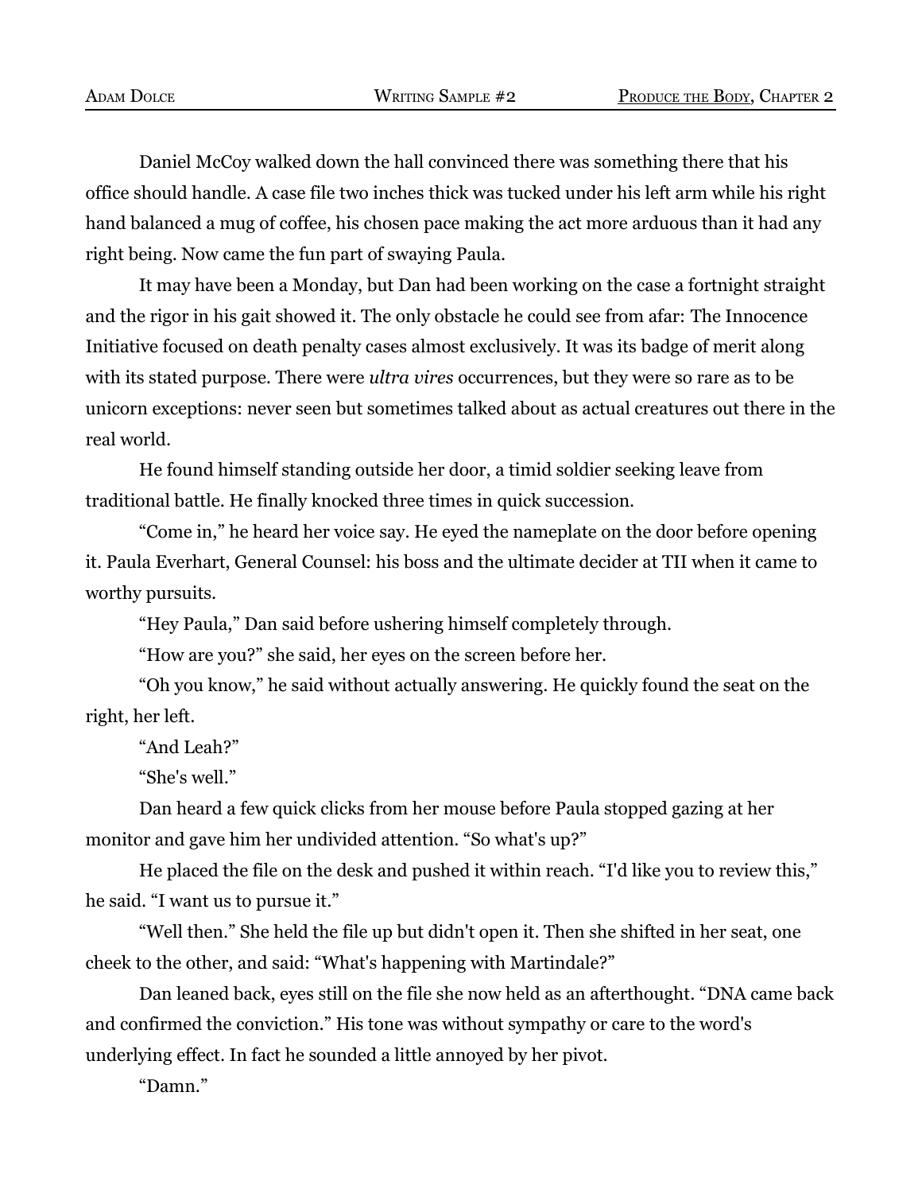Daniel McCoy walked down the hall convinced there was something there that his office should handle. A case file two inches thick was tucked under his left arm while his right hand balanced a mug of coffee, his chosen pace making the act more arduous than it had any right being. Now came the fun part of swaying Paula.

It may have been a Monday, but Dan had been working on the case a fortnight straight and the rigor in his gait showed it. The only obstacle he could see from afar: The Innocence Initiative focused on death penalty cases almost exclusively. It was its badge of merit along with its stated purpose. There were *ultra vires* occurrences, but they were so rare as to be unicorn exceptions: never seen but sometimes talked about as actual creatures out there in the real world.

He found himself standing outside her door, a timid soldier seeking leave from traditional battle. He finally knocked three times in quick succession.

"Come in," he heard her voice say. He eyed the nameplate on the door before opening it. Paula Everhart, General Counsel: his boss and the ultimate decider at TII when it came to worthy pursuits.

"Hey Paula," Dan said before ushering himself completely through.

"How are you?" she said, her eyes on the screen before her.

"Oh you know," he said without actually answering. He quickly found the seat on the right, her left.

"And Leah?"

"She's well."

Dan heard a few quick clicks from her mouse before Paula stopped gazing at her monitor and gave him her undivided attention. "So what's up?"

He placed the file on the desk and pushed it within reach. "I'd like you to review this," he said. "I want us to pursue it."

"Well then." She held the file up but didn't open it. Then she shifted in her seat, one cheek to the other, and said: "What's happening with Martindale?"

Dan leaned back, eyes still on the file she now held as an afterthought. "DNA came back and confirmed the conviction." His tone was without sympathy or care to the word's underlying effect. In fact he sounded a little annoyed by her pivot.

"Damn."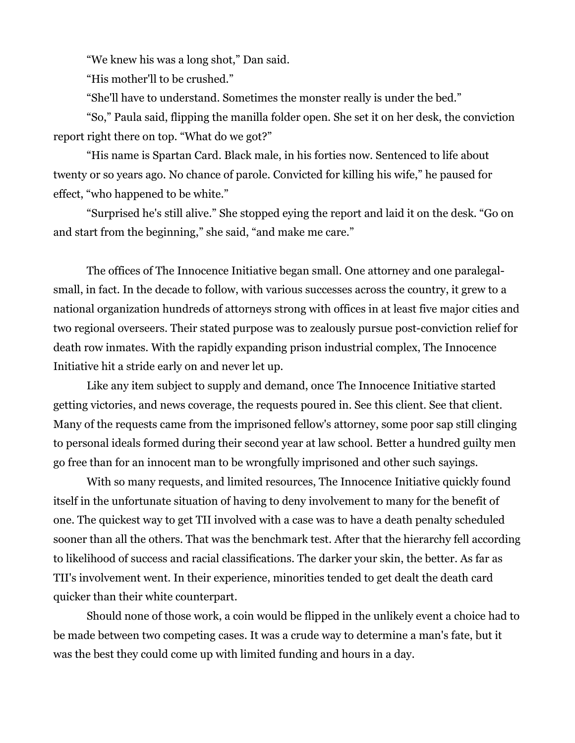"We knew his was a long shot," Dan said.

"His mother'll to be crushed."

"She'll have to understand. Sometimes the monster really is under the bed."

"So," Paula said, flipping the manilla folder open. She set it on her desk, the conviction report right there on top. "What do we got?"

"His name is Spartan Card. Black male, in his forties now. Sentenced to life about twenty or so years ago. No chance of parole. Convicted for killing his wife," he paused for effect, "who happened to be white."

"Surprised he's still alive." She stopped eying the report and laid it on the desk. "Go on and start from the beginning," she said, "and make me care."

The offices of The Innocence Initiative began small. One attorney and one paralegal-small, in fact. In the decade to follow, with various successes across the country, it grew to a national organization hundreds of attorneys strong with offices in at least five major cities and two regional overseers. Their stated purpose was to zealously pursue post-conviction relief for death row inmates. With the rapidly expanding prison industrial complex, The Innocence Initiative hit a stride early on and never let up.

Like any item subject to supply and demand, once The Innocence Initiative started getting victories, and news coverage, the requests poured in. See this client. See that client. Many of the requests came from the imprisoned fellow's attorney, some poor sap still clinging to personal ideals formed during their second year at law school. Better a hundred guilty men go free than for an innocent man to be wrongfully imprisoned and other such sayings.

With so many requests, and limited resources, The Innocence Initiative quickly found itself in the unfortunate situation of having to deny involvement to many for the benefit of one. The quickest way to get TII involved with a case was to have a death penalty scheduled sooner than all the others. That was the benchmark test. After that the hierarchy fell according to likelihood of success and racial classifications. The darker your skin, the better. As far as TII's involvement went. In their experience, minorities tended to get dealt the death card quicker than their white counterpart.

Should none of those work, a coin would be flipped in the unlikely event a choice had to be made between two competing cases. It was a crude way to determine a man's fate, but it was the best they could come up with limited funding and hours in a day.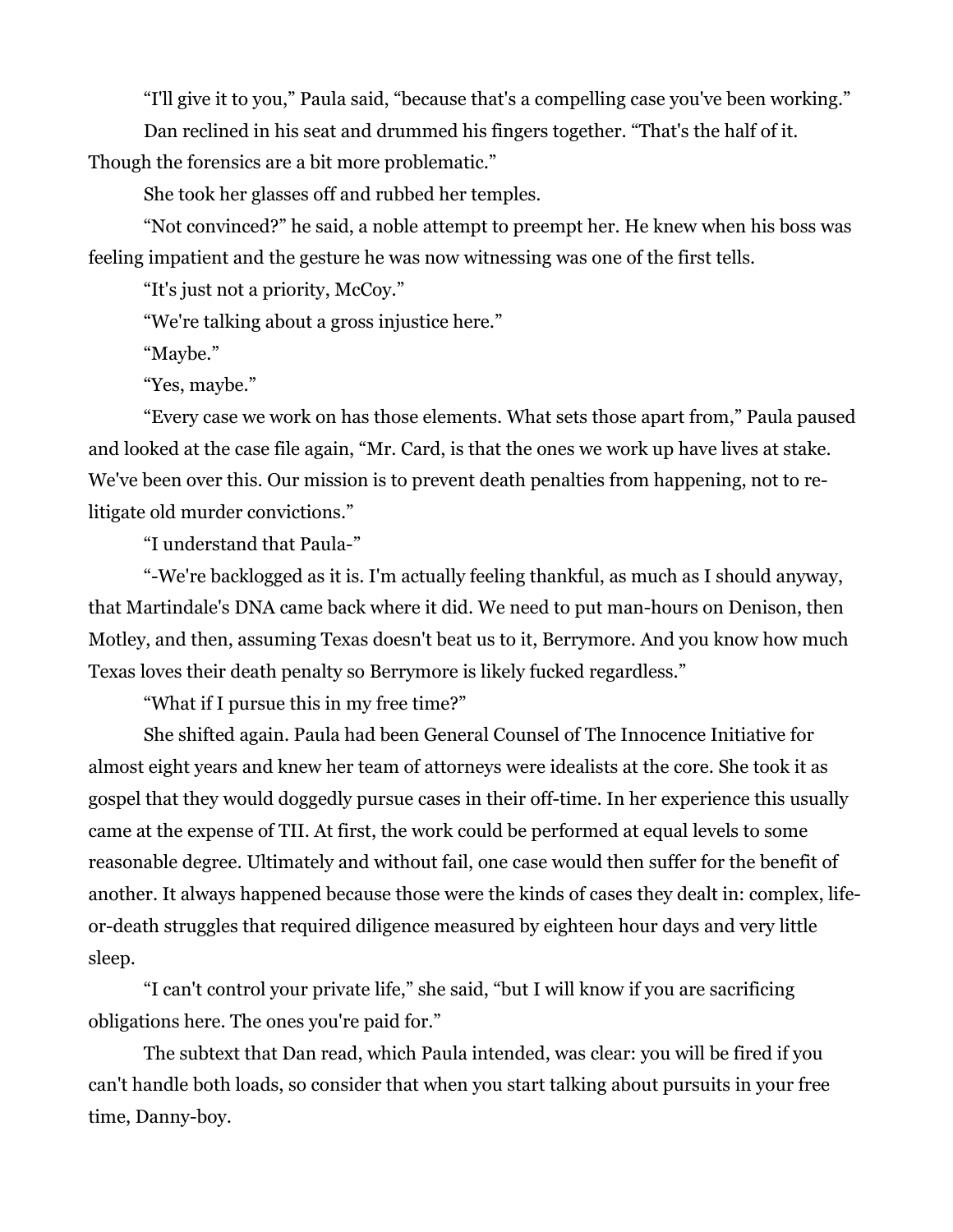"I'll give it to you," Paula said, "because that's a compelling case you've been working."

Dan reclined in his seat and drummed his fingers together. "That's the half of it. Though the forensics are a bit more problematic."

She took her glasses off and rubbed her temples.

"Not convinced?" he said, a noble attempt to preempt her. He knew when his boss was feeling impatient and the gesture he was now witnessing was one of the first tells.

"It's just not a priority, McCoy."

"We're talking about a gross injustice here."

"Maybe."

"Yes, maybe."

"Every case we work on has those elements. What sets those apart from," Paula paused and looked at the case file again, "Mr. Card, is that the ones we work up have lives at stake. We've been over this. Our mission is to prevent death penalties from happening, not to re-litigate old murder convictions."

"I understand that Paula-"

"-We're backlogged as it is. I'm actually feeling thankful, as much as I should anyway, that Martindale's DNA came back where it did. We need to put man-hours on Denison, then Motley, and then, assuming Texas doesn't beat us to it, Berrymore. And you know how much Texas loves their death penalty so Berrymore is likely fucked regardless."

"What if I pursue this in my free time?"

She shifted again. Paula had been General Counsel of The Innocence Initiative for almost eight years and knew her team of attorneys were idealists at the core. She took it as gospel that they would doggedly pursue cases in their off-time. In her experience this usually came at the expense of TII. At first, the work could be performed at equal levels to some reasonable degree. Ultimately and without fail, one case would then suffer for the benefit of another. It always happened because those were the kinds of cases they dealt in: complex, life-or-death struggles that required diligence measured by eighteen hour days and very little sleep.

"I can't control your private life," she said, "but I will know if you are sacrificing obligations here. The ones you're paid for."

The subtext that Dan read, which Paula intended, was clear: you will be fired if you can't handle both loads, so consider that when you start talking about pursuits in your free time, Danny-boy.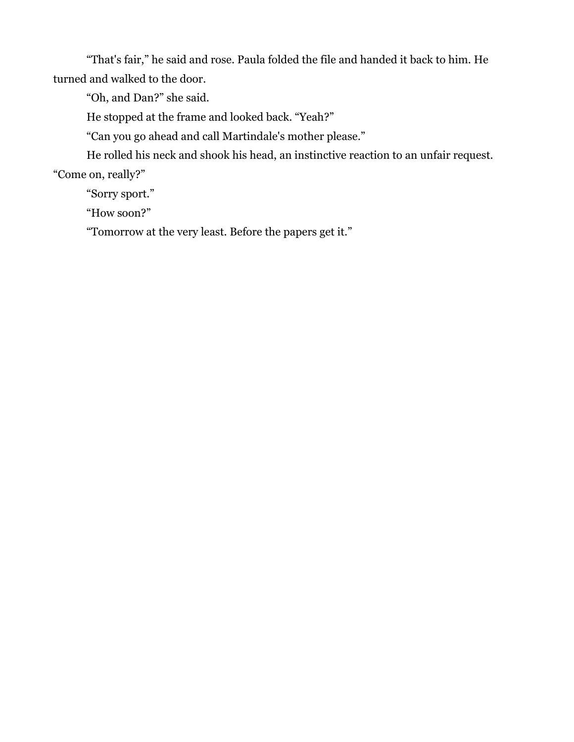"That's fair," he said and rose. Paula folded the file and handed it back to him. He turned and walked to the door.

"Oh, and Dan?" she said.

He stopped at the frame and looked back. "Yeah?"

"Can you go ahead and call Martindale's mother please."

He rolled his neck and shook his head, an instinctive reaction to an unfair request. "Come on, really?"

"Sorry sport."

"How soon?"

"Tomorrow at the very least. Before the papers get it."